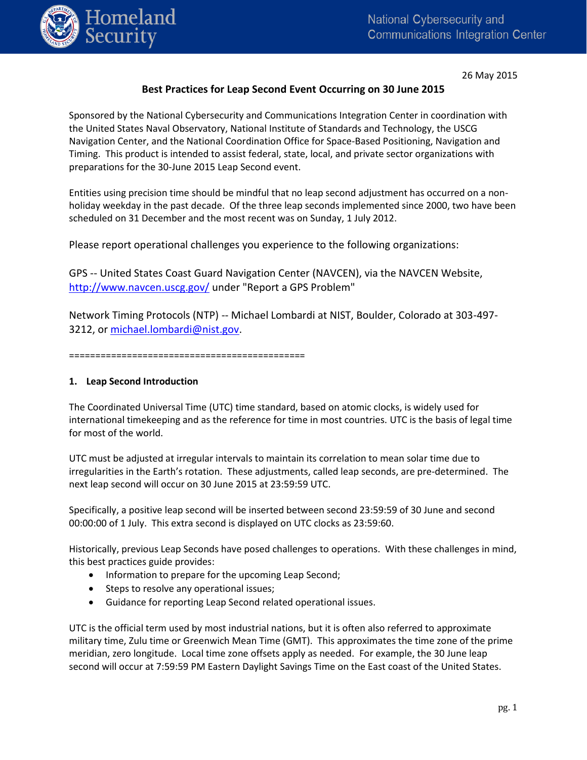Homeland Security

National Cybersecurity and Communications Integration Center

26 May 2015

# Best Practices for Leap Second Event Occurring on 30 June 2015

Sponsored by the National Cybersecurity and Communications Integration Center in coordination with the United States Naval Observatory, National Institute of Standards and Technology, the USCG Navigation Center, and the National Coordination Office for Space-Based Positioning, Navigation and Timing. This product is intended to assist federal, state, local, and private sector organizations with preparations for the 30-June 2015 Leap Second event.

Entities using precision time should be mindful that no leap second adjustment has occurred on a non-holiday weekday in the past decade. Of the three leap seconds implemented since 2000, two have been scheduled on 31 December and the most recent was on Sunday, 1 July 2012.

Please report operational challenges you experience to the following organizations:

GPS -- United States Coast Guard Navigation Center (NAVCEN), via the NAVCEN Website, [http://www.navcen.uscg.gov/](http://www.navcen.uscg.gov/) under "Report a GPS Problem"

Network Timing Protocols (NTP) -- Michael Lombardi at NIST, Boulder, Colorado at 303-497-3212, or [michael.lombardi@nist.gov](mailto:michael.lombardi@nist.gov).

============================================

## 1. Leap Second Introduction

The Coordinated Universal Time (UTC) time standard, based on atomic clocks, is widely used for international timekeeping and as the reference for time in most countries. UTC is the basis of legal time for most of the world.

UTC must be adjusted at irregular intervals to maintain its correlation to mean solar time due to irregularities in the Earth's rotation. These adjustments, called leap seconds, are pre-determined. The next leap second will occur on 30 June 2015 at 23:59:59 UTC.

Specifically, a positive leap second will be inserted between second 23:59:59 of 30 June and second 00:00:00 of 1 July. This extra second is displayed on UTC clocks as 23:59:60.

Historically, previous Leap Seconds have posed challenges to operations. With these challenges in mind, this best practices guide provides:

- Information to prepare for the upcoming Leap Second;
- Steps to resolve any operational issues;
- Guidance for reporting Leap Second related operational issues.

UTC is the official term used by most industrial nations, but it is often also referred to approximate military time, Zulu time or Greenwich Mean Time (GMT). This approximates the time zone of the prime meridian, zero longitude. Local time zone offsets apply as needed. For example, the 30 June leap second will occur at 7:59:59 PM Eastern Daylight Savings Time on the East coast of the United States.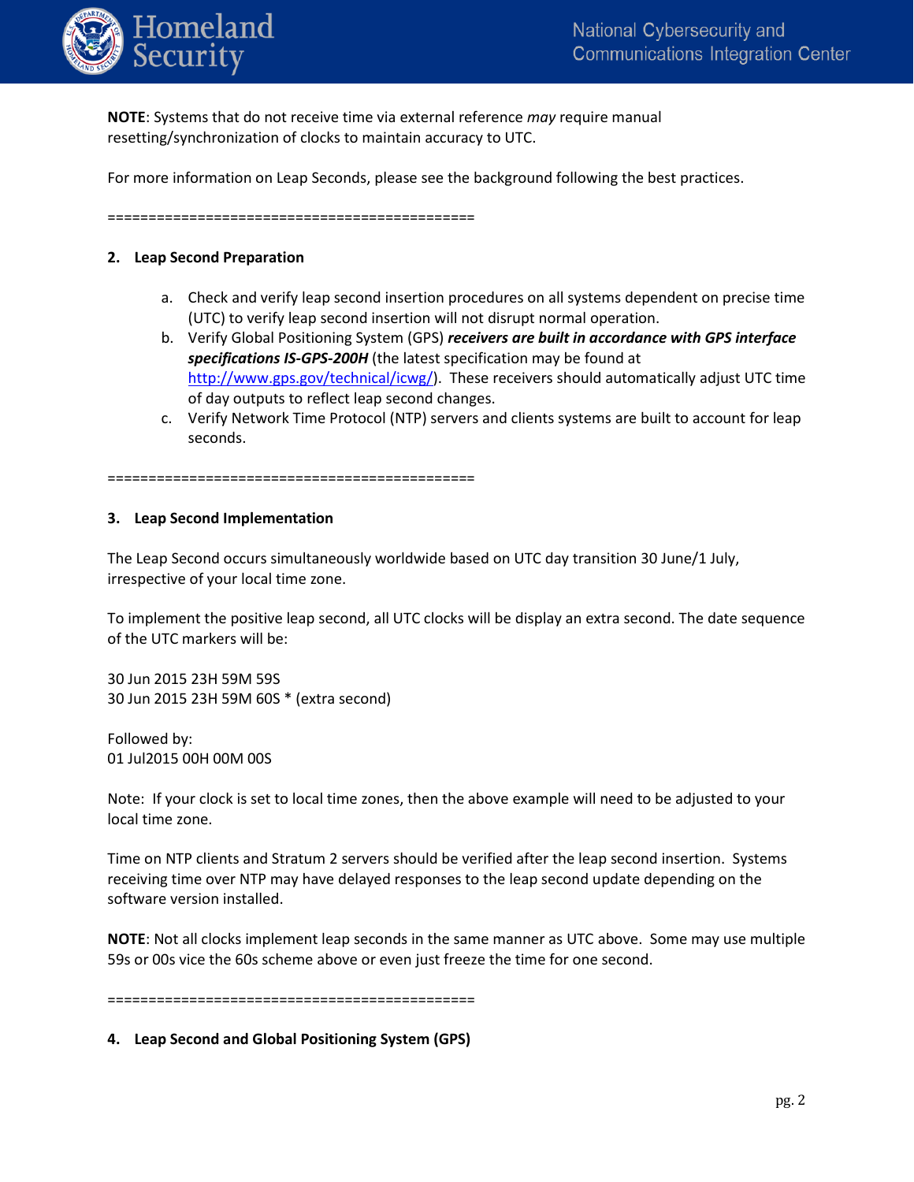**NOTE**: Systems that do not receive time via external reference *may* require manual resetting/synchronization of clocks to maintain accuracy to UTC.

For more information on Leap Seconds, please see the background following the best practices.

============================================

## 2. Leap Second Preparation

a. Check and verify leap second insertion procedures on all systems dependent on precise time (UTC) to verify leap second insertion will not disrupt normal operation.
b. Verify Global Positioning System (GPS) ***receivers are built in accordance with GPS interface specifications IS-GPS-200H*** (the latest specification may be found at http://www.gps.gov/technical/icwg/). These receivers should automatically adjust UTC time of day outputs to reflect leap second changes.
c. Verify Network Time Protocol (NTP) servers and clients systems are built to account for leap seconds.

============================================

## 3. Leap Second Implementation

The Leap Second occurs simultaneously worldwide based on UTC day transition 30 June/1 July, irrespective of your local time zone.

To implement the positive leap second, all UTC clocks will be display an extra second. The date sequence of the UTC markers will be:

30 Jun 2015 23H 59M 59S
30 Jun 2015 23H 59M 60S * (extra second)

Followed by:
01 Jul2015 00H 00M 00S

Note: If your clock is set to local time zones, then the above example will need to be adjusted to your local time zone.

Time on NTP clients and Stratum 2 servers should be verified after the leap second insertion. Systems receiving time over NTP may have delayed responses to the leap second update depending on the software version installed.

**NOTE**: Not all clocks implement leap seconds in the same manner as UTC above. Some may use multiple 59s or 00s vice the 60s scheme above or even just freeze the time for one second.

============================================

## 4. Leap Second and Global Positioning System (GPS)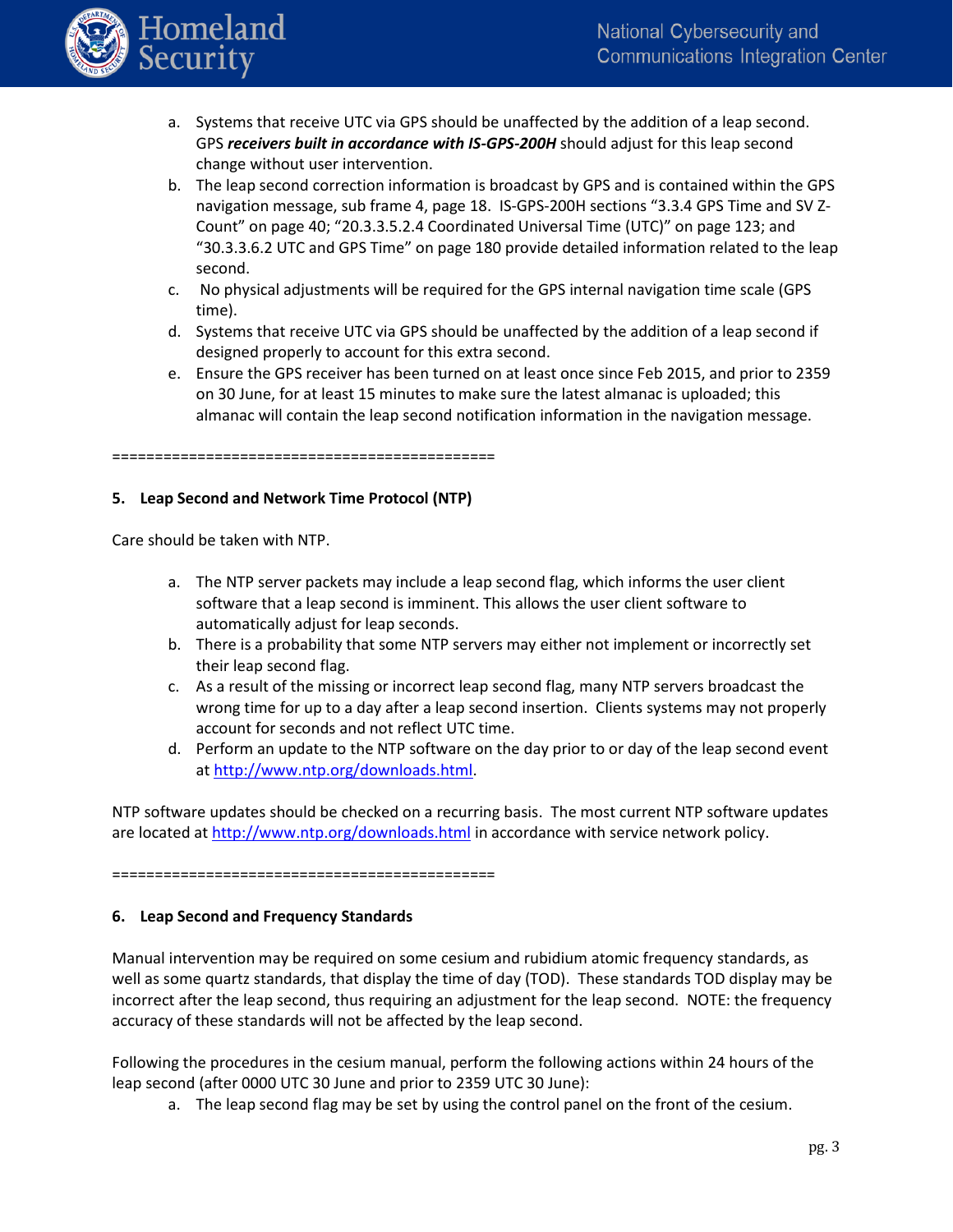a. Systems that receive UTC via GPS should be unaffected by the addition of a leap second. GPS ***receivers built in accordance with IS-GPS-200H*** should adjust for this leap second change without user intervention.
b. The leap second correction information is broadcast by GPS and is contained within the GPS navigation message, sub frame 4, page 18. IS-GPS-200H sections "3.3.4 GPS Time and SV Z-Count" on page 40; "20.3.3.5.2.4 Coordinated Universal Time (UTC)" on page 123; and "30.3.3.6.2 UTC and GPS Time" on page 180 provide detailed information related to the leap second.
c. No physical adjustments will be required for the GPS internal navigation time scale (GPS time).
d. Systems that receive UTC via GPS should be unaffected by the addition of a leap second if designed properly to account for this extra second.
e. Ensure the GPS receiver has been turned on at least once since Feb 2015, and prior to 2359 on 30 June, for at least 15 minutes to make sure the latest almanac is uploaded; this almanac will contain the leap second notification information in the navigation message.

============================================

**5. Leap Second and Network Time Protocol (NTP)**

Care should be taken with NTP.

a. The NTP server packets may include a leap second flag, which informs the user client software that a leap second is imminent. This allows the user client software to automatically adjust for leap seconds.
b. There is a probability that some NTP servers may either not implement or incorrectly set their leap second flag.
c. As a result of the missing or incorrect leap second flag, many NTP servers broadcast the wrong time for up to a day after a leap second insertion. Clients systems may not properly account for seconds and not reflect UTC time.
d. Perform an update to the NTP software on the day prior to or day of the leap second event at [http://www.ntp.org/downloads.html](http://www.ntp.org/downloads.html).

NTP software updates should be checked on a recurring basis. The most current NTP software updates are located at [http://www.ntp.org/downloads.html](http://www.ntp.org/downloads.html) in accordance with service network policy.

============================================

**6. Leap Second and Frequency Standards**

Manual intervention may be required on some cesium and rubidium atomic frequency standards, as well as some quartz standards, that display the time of day (TOD). These standards TOD display may be incorrect after the leap second, thus requiring an adjustment for the leap second. NOTE: the frequency accuracy of these standards will not be affected by the leap second.

Following the procedures in the cesium manual, perform the following actions within 24 hours of the leap second (after 0000 UTC 30 June and prior to 2359 UTC 30 June):

a. The leap second flag may be set by using the control panel on the front of the cesium.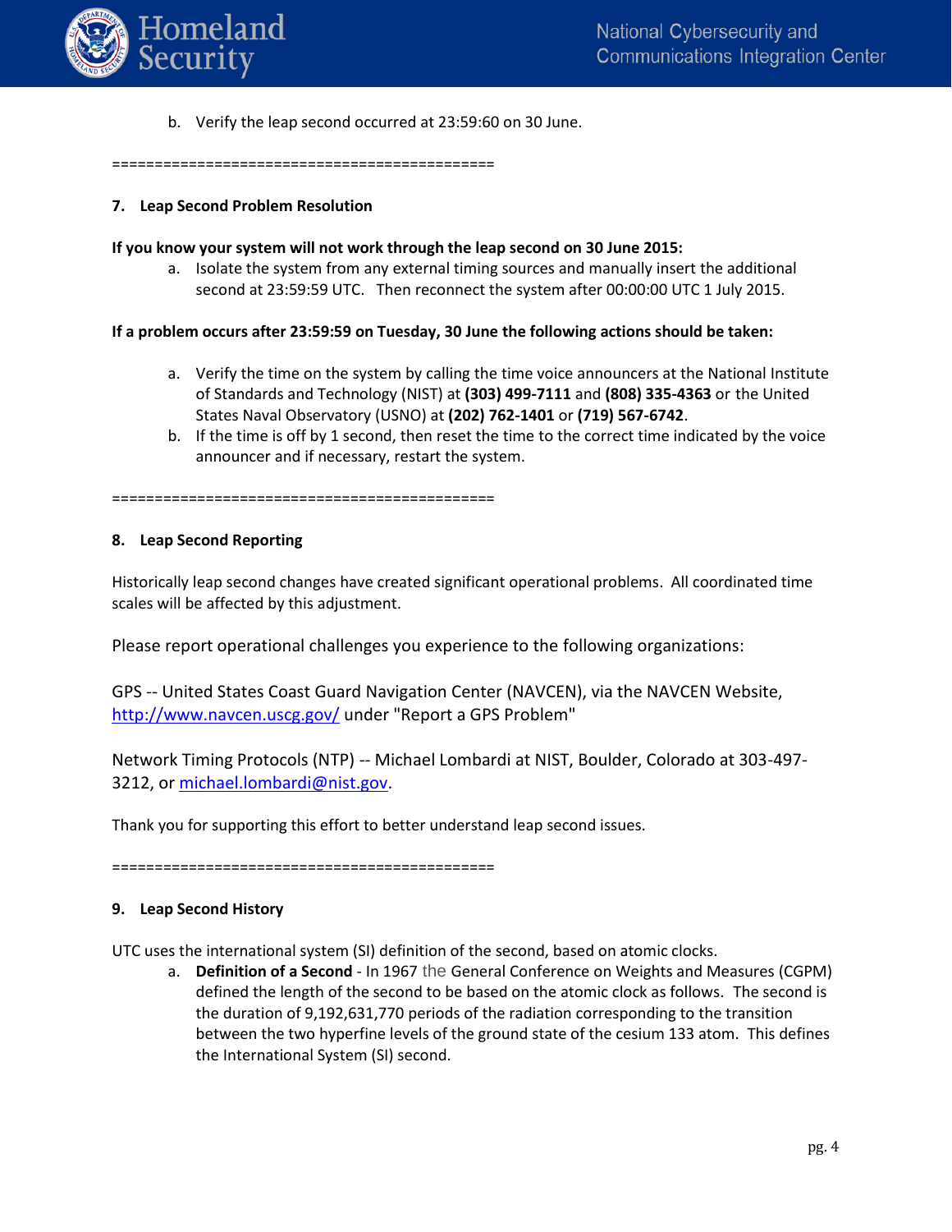b. Verify the leap second occurred at 23:59:60 on 30 June.

============================================

### 7. Leap Second Problem Resolution

**If you know your system will not work through the leap second on 30 June 2015:**

a. Isolate the system from any external timing sources and manually insert the additional second at 23:59:59 UTC. Then reconnect the system after 00:00:00 UTC 1 July 2015.

**If a problem occurs after 23:59:59 on Tuesday, 30 June the following actions should be taken:**

a. Verify the time on the system by calling the time voice announcers at the National Institute of Standards and Technology (NIST) at **(303) 499-7111** and **(808) 335-4363** or the United States Naval Observatory (USNO) at **(202) 762-1401** or **(719) 567-6742**.
b. If the time is off by 1 second, then reset the time to the correct time indicated by the voice announcer and if necessary, restart the system.

============================================

### 8. Leap Second Reporting

Historically leap second changes have created significant operational problems. All coordinated time scales will be affected by this adjustment.

Please report operational challenges you experience to the following organizations:

GPS -- United States Coast Guard Navigation Center (NAVCEN), via the NAVCEN Website, http://www.navcen.uscg.gov/ under "Report a GPS Problem"

Network Timing Protocols (NTP) -- Michael Lombardi at NIST, Boulder, Colorado at 303-497-3212, or michael.lombardi@nist.gov.

Thank you for supporting this effort to better understand leap second issues.

============================================

### 9. Leap Second History

UTC uses the international system (SI) definition of the second, based on atomic clocks.

a. **Definition of a Second** - In 1967 the General Conference on Weights and Measures (CGPM) defined the length of the second to be based on the atomic clock as follows. The second is the duration of 9,192,631,770 periods of the radiation corresponding to the transition between the two hyperfine levels of the ground state of the cesium 133 atom. This defines the International System (SI) second.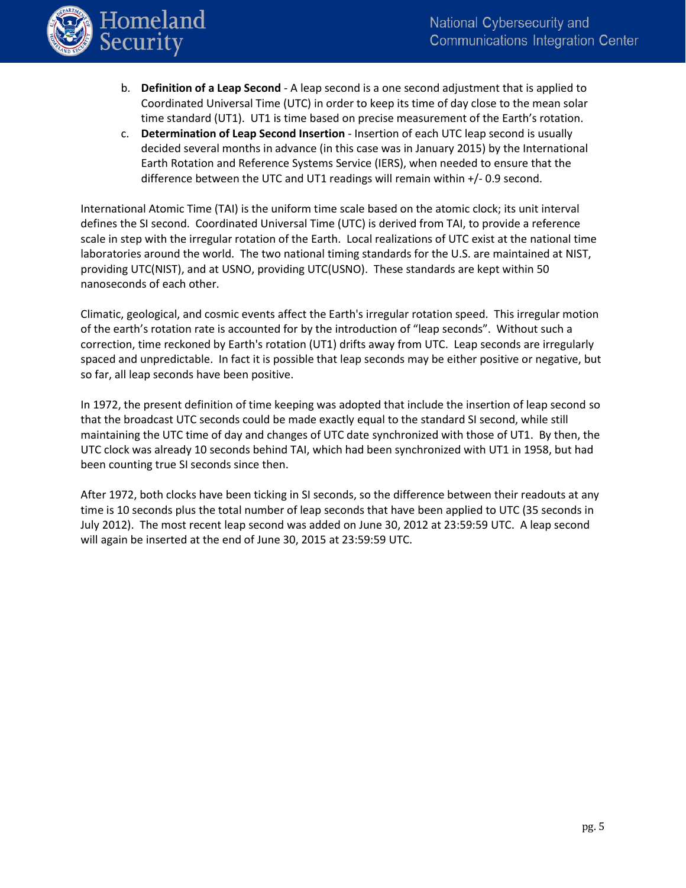b. **Definition of a Leap Second** - A leap second is a one second adjustment that is applied to Coordinated Universal Time (UTC) in order to keep its time of day close to the mean solar time standard (UT1). UT1 is time based on precise measurement of the Earth's rotation.

c. **Determination of Leap Second Insertion** - Insertion of each UTC leap second is usually decided several months in advance (in this case was in January 2015) by the International Earth Rotation and Reference Systems Service (IERS), when needed to ensure that the difference between the UTC and UT1 readings will remain within +/- 0.9 second.

International Atomic Time (TAI) is the uniform time scale based on the atomic clock; its unit interval defines the SI second. Coordinated Universal Time (UTC) is derived from TAI, to provide a reference scale in step with the irregular rotation of the Earth. Local realizations of UTC exist at the national time laboratories around the world. The two national timing standards for the U.S. are maintained at NIST, providing UTC(NIST), and at USNO, providing UTC(USNO). These standards are kept within 50 nanoseconds of each other.

Climatic, geological, and cosmic events affect the Earth's irregular rotation speed. This irregular motion of the earth's rotation rate is accounted for by the introduction of "leap seconds". Without such a correction, time reckoned by Earth's rotation (UT1) drifts away from UTC. Leap seconds are irregularly spaced and unpredictable. In fact it is possible that leap seconds may be either positive or negative, but so far, all leap seconds have been positive.

In 1972, the present definition of time keeping was adopted that include the insertion of leap second so that the broadcast UTC seconds could be made exactly equal to the standard SI second, while still maintaining the UTC time of day and changes of UTC date synchronized with those of UT1. By then, the UTC clock was already 10 seconds behind TAI, which had been synchronized with UT1 in 1958, but had been counting true SI seconds since then.

After 1972, both clocks have been ticking in SI seconds, so the difference between their readouts at any time is 10 seconds plus the total number of leap seconds that have been applied to UTC (35 seconds in July 2012). The most recent leap second was added on June 30, 2012 at 23:59:59 UTC. A leap second will again be inserted at the end of June 30, 2015 at 23:59:59 UTC.